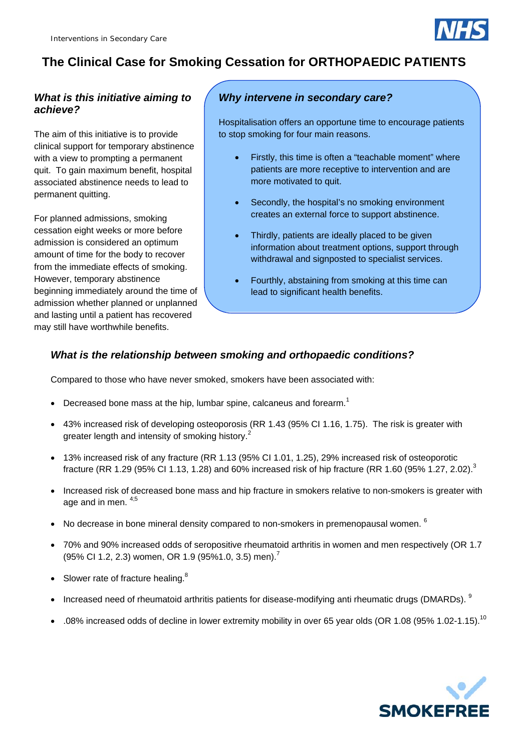# The Clinical Case for Smoking Cessation for ORTHOPAEDIC PATIENTS

### *What is this initiative aiming to achieve?*

The aim of this initiative is to provide clinical support for temporary abstinence with a view to prompting a permanent quit. To gain maximum benefit, hospital associated abstinence needs to lead to permanent quitting.

For planned admissions, smoking cessation eight weeks or more before admission is considered an optimum amount of time for the body to recover from the immediate effects of smoking. However, temporary abstinence beginning immediately around the time of admission whether planned or unplanned and lasting until a patient has recovered may still have worthwhile benefits.

### *Why intervene in secondary care?*

Hospitalisation offers an opportune time to encourage patients to stop smoking for four main reasons.

- Firstly, this time is often a "teachable moment" where patients are more receptive to intervention and are more motivated to quit.
- Secondly, the hospital's no smoking environment creates an external force to support abstinence.
- Thirdly, patients are ideally placed to be given information about treatment options, support through withdrawal and signposted to specialist services.
- Fourthly, abstaining from smoking at this time can lead to significant health benefits.

### *What is the relationship between smoking and orthopaedic conditions?*

Compared to those who have never smoked, smokers have been associated with:

- Decreased bone mass at the hip, lumbar spine, calcaneus and forearm.[1]
- 43% increased risk of developing osteoporosis (RR 1.43 (95% CI 1.16, 1.75). The risk is greater with greater length and intensity of smoking history.[2]
- 13% increased risk of any fracture (RR 1.13 (95% CI 1.01, 1.25), 29% increased risk of osteoporotic fracture (RR 1.29 (95% CI 1.13, 1.28) and 60% increased risk of hip fracture (RR 1.60 (95% 1.27, 2.02).[3]
- Increased risk of decreased bone mass and hip fracture in smokers relative to non-smokers is greater with age and in men. [4;5]
- No decrease in bone mineral density compared to non-smokers in premenopausal women. [6]
- 70% and 90% increased odds of seropositive rheumatoid arthritis in women and men respectively (OR 1.7 (95% CI 1.2, 2.3) women, OR 1.9 (95%1.0, 3.5) men).[7]
- Slower rate of fracture healing.[8]
- Increased need of rheumatoid arthritis patients for disease-modifying anti rheumatic drugs (DMARDs). [9]
- .08% increased odds of decline in lower extremity mobility in over 65 year olds (OR 1.08 (95% 1.02-1.15).[10]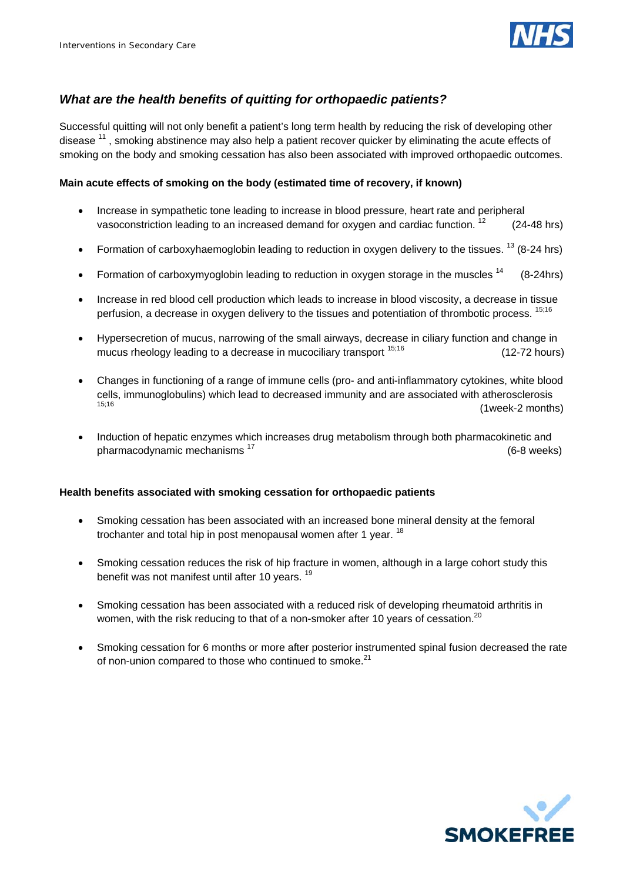## *What are the health benefits of quitting for orthopaedic patients?*

Successful quitting will not only benefit a patient's long term health by reducing the risk of developing other disease [11], smoking abstinence may also help a patient recover quicker by eliminating the acute effects of smoking on the body and smoking cessation has also been associated with improved orthopaedic outcomes.

**Main acute effects of smoking on the body (estimated time of recovery, if known)**

- Increase in sympathetic tone leading to increase in blood pressure, heart rate and peripheral vasoconstriction leading to an increased demand for oxygen and cardiac function. [12] (24-48 hrs)
- Formation of carboxyhaemoglobin leading to reduction in oxygen delivery to the tissues. [13] (8-24 hrs)
- Formation of carboxymyoglobin leading to reduction in oxygen storage in the muscles [14] (8-24hrs)
- Increase in red blood cell production which leads to increase in blood viscosity, a decrease in tissue perfusion, a decrease in oxygen delivery to the tissues and potentiation of thrombotic process. [15;16]
- Hypersecretion of mucus, narrowing of the small airways, decrease in ciliary function and change in mucus rheology leading to a decrease in mucociliary transport [15;16] (12-72 hours)
- Changes in functioning of a range of immune cells (pro- and anti-inflammatory cytokines, white blood cells, immunoglobulins) which lead to decreased immunity and are associated with atherosclerosis [15;16] (1week-2 months)
- Induction of hepatic enzymes which increases drug metabolism through both pharmacokinetic and pharmacodynamic mechanisms [17] (6-8 weeks)

**Health benefits associated with smoking cessation for orthopaedic patients**

- Smoking cessation has been associated with an increased bone mineral density at the femoral trochanter and total hip in post menopausal women after 1 year. [18]
- Smoking cessation reduces the risk of hip fracture in women, although in a large cohort study this benefit was not manifest until after 10 years. [19]
- Smoking cessation has been associated with a reduced risk of developing rheumatoid arthritis in women, with the risk reducing to that of a non-smoker after 10 years of cessation.[20]
- Smoking cessation for 6 months or more after posterior instrumented spinal fusion decreased the rate of non-union compared to those who continued to smoke.[21]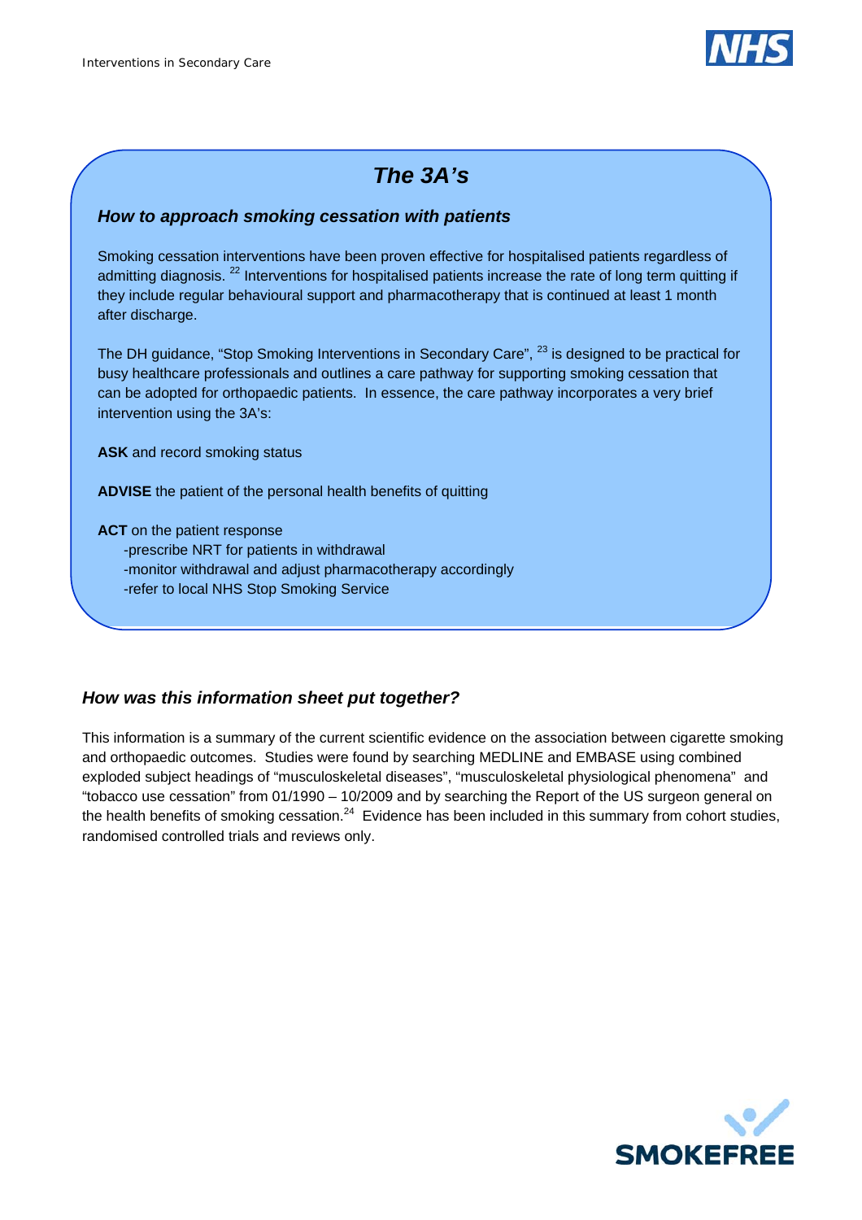## The 3A's

### *How to approach smoking cessation with patients*

Smoking cessation interventions have been proven effective for hospitalised patients regardless of admitting diagnosis. [22] Interventions for hospitalised patients increase the rate of long term quitting if they include regular behavioural support and pharmacotherapy that is continued at least 1 month after discharge.

The DH guidance, "Stop Smoking Interventions in Secondary Care", [23] is designed to be practical for busy healthcare professionals and outlines a care pathway for supporting smoking cessation that can be adopted for orthopaedic patients. In essence, the care pathway incorporates a very brief intervention using the 3A's:

**ASK** and record smoking status

**ADVISE** the patient of the personal health benefits of quitting

**ACT** on the patient response

- -prescribe NRT for patients in withdrawal
- -monitor withdrawal and adjust pharmacotherapy accordingly
- -refer to local NHS Stop Smoking Service

### *How was this information sheet put together?*

This information is a summary of the current scientific evidence on the association between cigarette smoking and orthopaedic outcomes. Studies were found by searching MEDLINE and EMBASE using combined exploded subject headings of "musculoskeletal diseases", "musculoskeletal physiological phenomena" and "tobacco use cessation" from 01/1990 – 10/2009 and by searching the Report of the US surgeon general on the health benefits of smoking cessation.[24] Evidence has been included in this summary from cohort studies, randomised controlled trials and reviews only.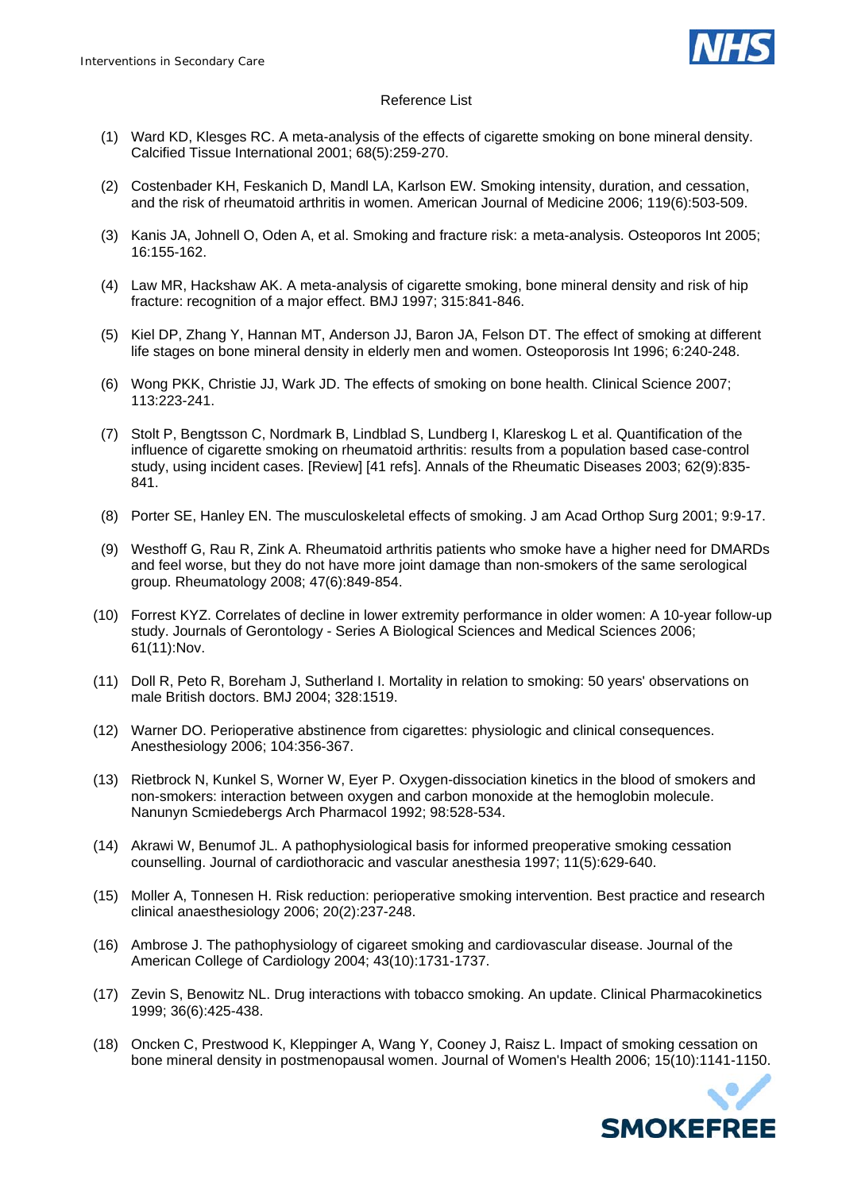Reference List

(1) Ward KD, Klesges RC. A meta-analysis of the effects of cigarette smoking on bone mineral density. Calcified Tissue International 2001; 68(5):259-270.

(2) Costenbader KH, Feskanich D, Mandl LA, Karlson EW. Smoking intensity, duration, and cessation, and the risk of rheumatoid arthritis in women. American Journal of Medicine 2006; 119(6):503-509.

(3) Kanis JA, Johnell O, Oden A, et al. Smoking and fracture risk: a meta-analysis. Osteoporos Int 2005; 16:155-162.

(4) Law MR, Hackshaw AK. A meta-analysis of cigarette smoking, bone mineral density and risk of hip fracture: recognition of a major effect. BMJ 1997; 315:841-846.

(5) Kiel DP, Zhang Y, Hannan MT, Anderson JJ, Baron JA, Felson DT. The effect of smoking at different life stages on bone mineral density in elderly men and women. Osteoporosis Int 1996; 6:240-248.

(6) Wong PKK, Christie JJ, Wark JD. The effects of smoking on bone health. Clinical Science 2007; 113:223-241.

(7) Stolt P, Bengtsson C, Nordmark B, Lindblad S, Lundberg I, Klareskog L et al. Quantification of the influence of cigarette smoking on rheumatoid arthritis: results from a population based case-control study, using incident cases. [Review] [41 refs]. Annals of the Rheumatic Diseases 2003; 62(9):835-841.

(8) Porter SE, Hanley EN. The musculoskeletal effects of smoking. J am Acad Orthop Surg 2001; 9:9-17.

(9) Westhoff G, Rau R, Zink A. Rheumatoid arthritis patients who smoke have a higher need for DMARDs and feel worse, but they do not have more joint damage than non-smokers of the same serological group. Rheumatology 2008; 47(6):849-854.

(10) Forrest KYZ. Correlates of decline in lower extremity performance in older women: A 10-year follow-up study. Journals of Gerontology - Series A Biological Sciences and Medical Sciences 2006; 61(11):Nov.

(11) Doll R, Peto R, Boreham J, Sutherland I. Mortality in relation to smoking: 50 years' observations on male British doctors. BMJ 2004; 328:1519.

(12) Warner DO. Perioperative abstinence from cigarettes: physiologic and clinical consequences. Anesthesiology 2006; 104:356-367.

(13) Rietbrock N, Kunkel S, Worner W, Eyer P. Oxygen-dissociation kinetics in the blood of smokers and non-smokers: interaction between oxygen and carbon monoxide at the hemoglobin molecule. Nanunyn Scmiedebergs Arch Pharmacol 1992; 98:528-534.

(14) Akrawi W, Benumof JL. A pathophysiological basis for informed preoperative smoking cessation counselling. Journal of cardiothoracic and vascular anesthesia 1997; 11(5):629-640.

(15) Moller A, Tonnesen H. Risk reduction: perioperative smoking intervention. Best practice and research clinical anaesthesiology 2006; 20(2):237-248.

(16) Ambrose J. The pathophysiology of cigareet smoking and cardiovascular disease. Journal of the American College of Cardiology 2004; 43(10):1731-1737.

(17) Zevin S, Benowitz NL. Drug interactions with tobacco smoking. An update. Clinical Pharmacokinetics 1999; 36(6):425-438.

(18) Oncken C, Prestwood K, Kleppinger A, Wang Y, Cooney J, Raisz L. Impact of smoking cessation on bone mineral density in postmenopausal women. Journal of Women's Health 2006; 15(10):1141-1150.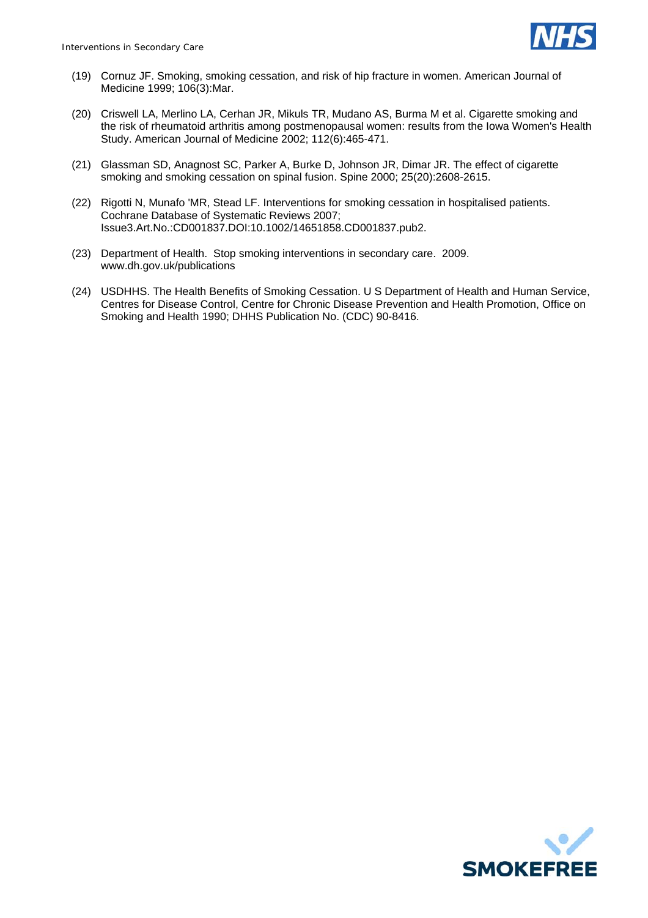(19) Cornuz JF. Smoking, smoking cessation, and risk of hip fracture in women. American Journal of Medicine 1999; 106(3):Mar.

(20) Criswell LA, Merlino LA, Cerhan JR, Mikuls TR, Mudano AS, Burma M et al. Cigarette smoking and the risk of rheumatoid arthritis among postmenopausal women: results from the Iowa Women's Health Study. American Journal of Medicine 2002; 112(6):465-471.

(21) Glassman SD, Anagnost SC, Parker A, Burke D, Johnson JR, Dimar JR. The effect of cigarette smoking and smoking cessation on spinal fusion. Spine 2000; 25(20):2608-2615.

(22) Rigotti N, Munafo 'MR, Stead LF. Interventions for smoking cessation in hospitalised patients. Cochrane Database of Systematic Reviews 2007; Issue3.Art.No.:CD001837.DOI:10.1002/14651858.CD001837.pub2.

(23) Department of Health. Stop smoking interventions in secondary care. 2009. www.dh.gov.uk/publications

(24) USDHHS. The Health Benefits of Smoking Cessation. U S Department of Health and Human Service, Centres for Disease Control, Centre for Chronic Disease Prevention and Health Promotion, Office on Smoking and Health 1990; DHHS Publication No. (CDC) 90-8416.